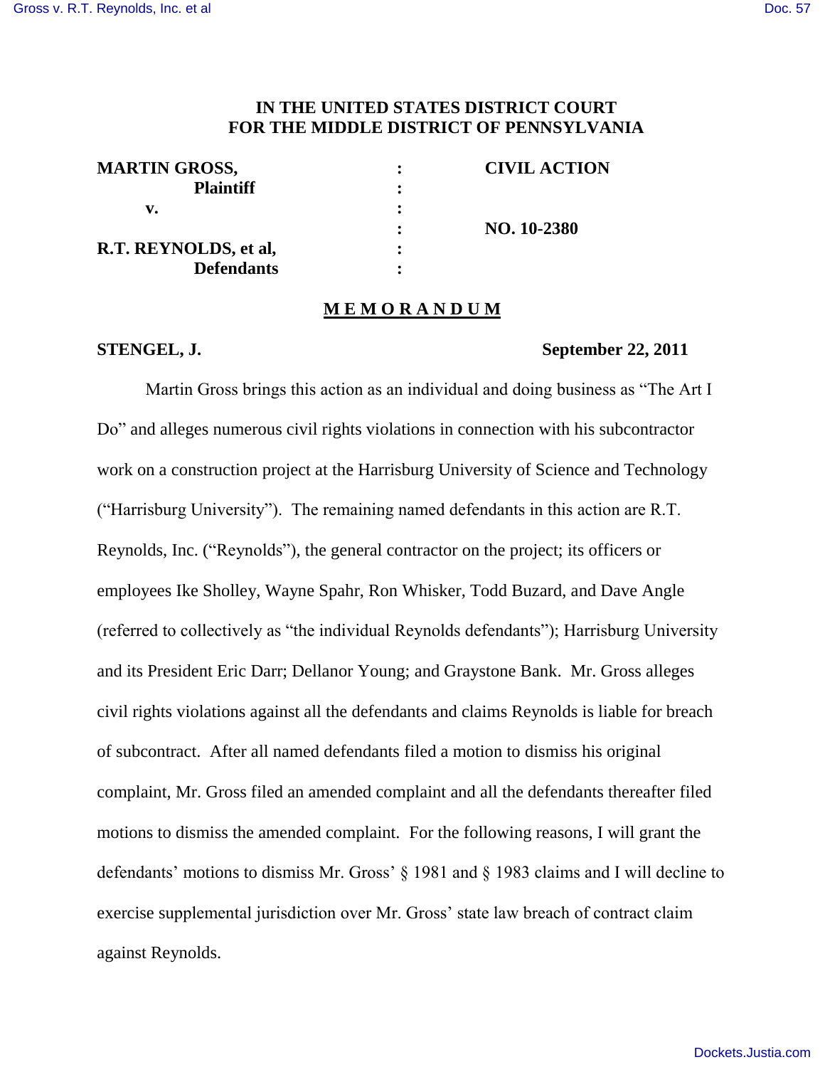**IN THE UNITED STATES DISTRICT COURT**
**FOR THE MIDDLE DISTRICT OF PENNSYLVANIA**

| | | |
|---|---|---|
| **MARTIN GROSS,** | : | **CIVIL ACTION** |
| **Plaintiff** | : | |
| **v.** | : | |
| | : | **NO. 10-2380** |
| **R.T. REYNOLDS, et al,** | : | |
| **Defendants** | : | |

## M E M O R A N D U M

**STENGEL, J.** **September 22, 2011**

Martin Gross brings this action as an individual and doing business as "The Art I Do" and alleges numerous civil rights violations in connection with his subcontractor work on a construction project at the Harrisburg University of Science and Technology ("Harrisburg University"). The remaining named defendants in this action are R.T. Reynolds, Inc. ("Reynolds"), the general contractor on the project; its officers or employees Ike Sholley, Wayne Spahr, Ron Whisker, Todd Buzard, and Dave Angle (referred to collectively as "the individual Reynolds defendants"); Harrisburg University and its President Eric Darr; Dellanor Young; and Graystone Bank. Mr. Gross alleges civil rights violations against all the defendants and claims Reynolds is liable for breach of subcontract. After all named defendants filed a motion to dismiss his original complaint, Mr. Gross filed an amended complaint and all the defendants thereafter filed motions to dismiss the amended complaint. For the following reasons, I will grant the defendants' motions to dismiss Mr. Gross' § 1981 and § 1983 claims and I will decline to exercise supplemental jurisdiction over Mr. Gross' state law breach of contract claim against Reynolds.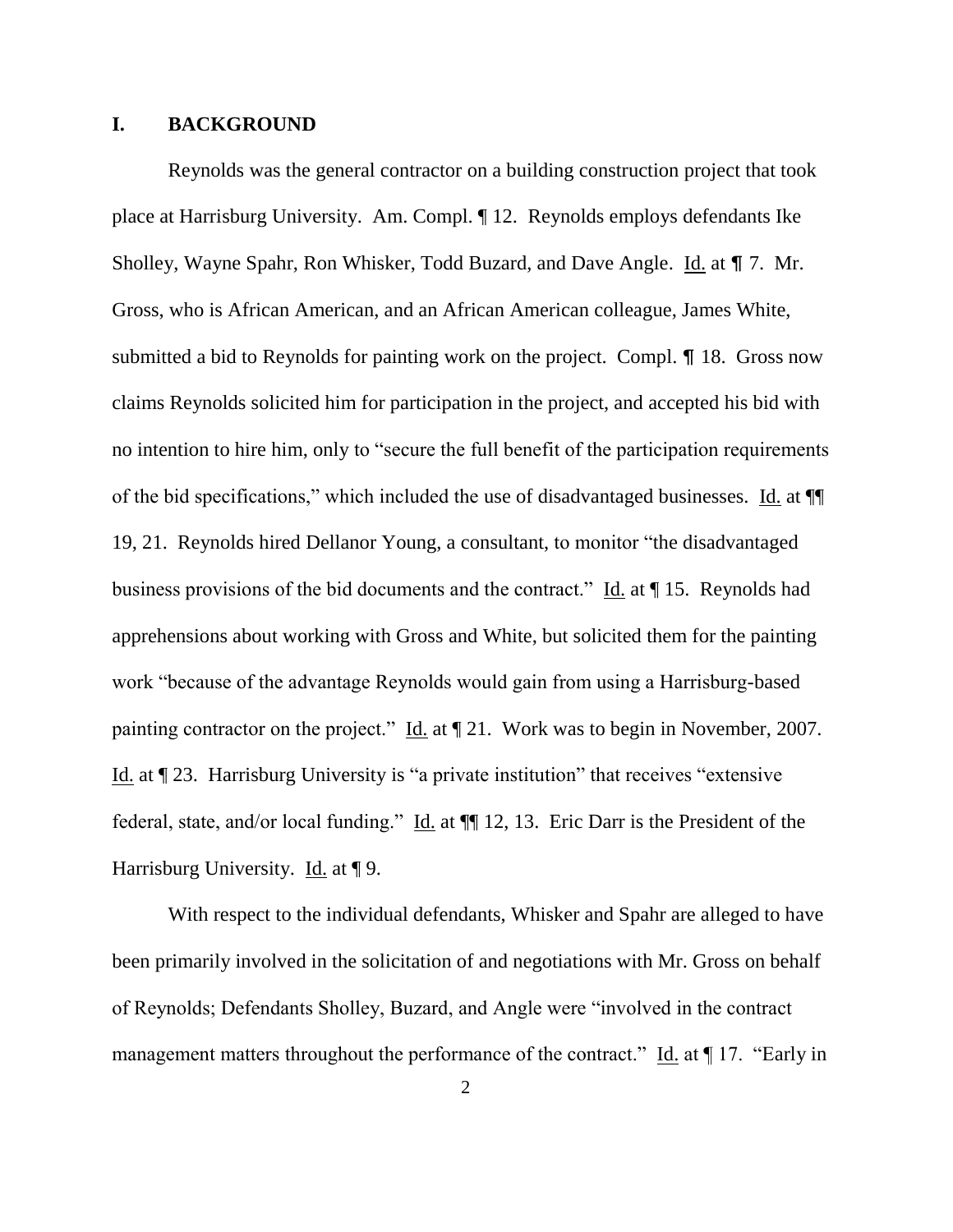## I. BACKGROUND

Reynolds was the general contractor on a building construction project that took place at Harrisburg University. Am. Compl. ¶ 12. Reynolds employs defendants Ike Sholley, Wayne Spahr, Ron Whisker, Todd Buzard, and Dave Angle. Id. at ¶ 7. Mr. Gross, who is African American, and an African American colleague, James White, submitted a bid to Reynolds for painting work on the project. Compl. ¶ 18. Gross now claims Reynolds solicited him for participation in the project, and accepted his bid with no intention to hire him, only to "secure the full benefit of the participation requirements of the bid specifications," which included the use of disadvantaged businesses. Id. at ¶¶ 19, 21. Reynolds hired Dellanor Young, a consultant, to monitor "the disadvantaged business provisions of the bid documents and the contract." Id. at ¶ 15. Reynolds had apprehensions about working with Gross and White, but solicited them for the painting work "because of the advantage Reynolds would gain from using a Harrisburg-based painting contractor on the project." Id. at ¶ 21. Work was to begin in November, 2007. Id. at ¶ 23. Harrisburg University is "a private institution" that receives "extensive federal, state, and/or local funding." Id. at ¶¶ 12, 13. Eric Darr is the President of the Harrisburg University. Id. at ¶ 9.

With respect to the individual defendants, Whisker and Spahr are alleged to have been primarily involved in the solicitation of and negotiations with Mr. Gross on behalf of Reynolds; Defendants Sholley, Buzard, and Angle were "involved in the contract management matters throughout the performance of the contract." Id. at ¶ 17. "Early in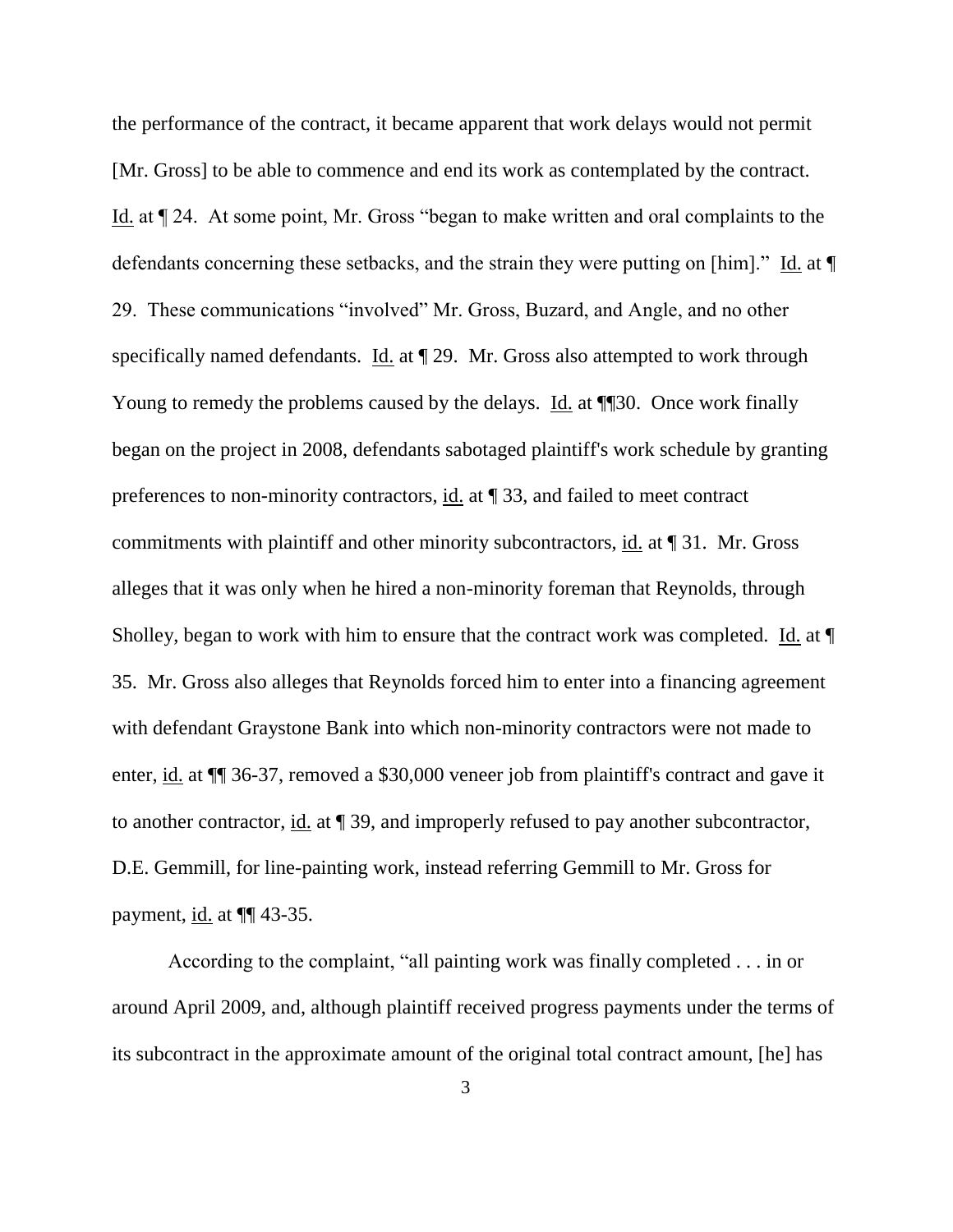the performance of the contract, it became apparent that work delays would not permit [Mr. Gross] to be able to commence and end its work as contemplated by the contract. Id. at ¶ 24. At some point, Mr. Gross "began to make written and oral complaints to the defendants concerning these setbacks, and the strain they were putting on [him]." Id. at ¶ 29. These communications "involved" Mr. Gross, Buzard, and Angle, and no other specifically named defendants. Id. at ¶ 29. Mr. Gross also attempted to work through Young to remedy the problems caused by the delays. Id. at ¶¶30. Once work finally began on the project in 2008, defendants sabotaged plaintiff's work schedule by granting preferences to non-minority contractors, id. at ¶ 33, and failed to meet contract commitments with plaintiff and other minority subcontractors, id. at ¶ 31. Mr. Gross alleges that it was only when he hired a non-minority foreman that Reynolds, through Sholley, began to work with him to ensure that the contract work was completed. Id. at ¶ 35. Mr. Gross also alleges that Reynolds forced him to enter into a financing agreement with defendant Graystone Bank into which non-minority contractors were not made to enter, id. at ¶¶ 36-37, removed a $30,000 veneer job from plaintiff's contract and gave it to another contractor, id. at ¶ 39, and improperly refused to pay another subcontractor, D.E. Gemmill, for line-painting work, instead referring Gemmill to Mr. Gross for payment, id. at ¶¶ 43-35.

According to the complaint, "all painting work was finally completed . . . in or around April 2009, and, although plaintiff received progress payments under the terms of its subcontract in the approximate amount of the original total contract amount, [he] has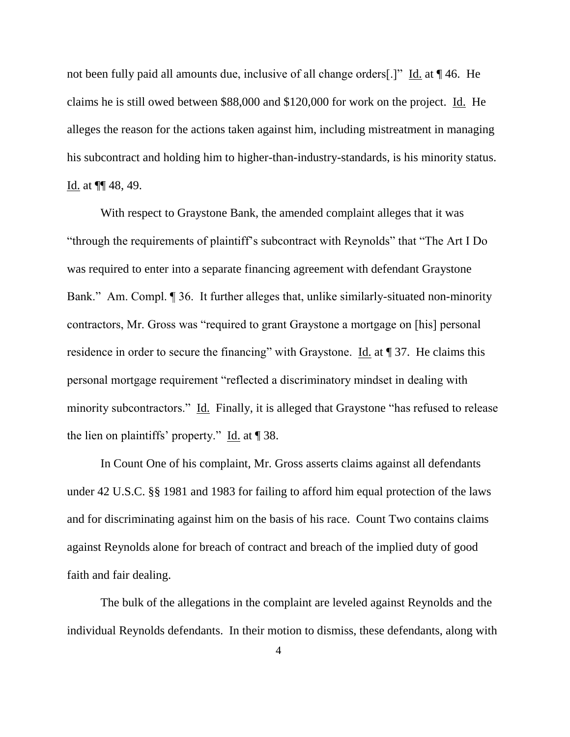not been fully paid all amounts due, inclusive of all change orders[.]" Id. at ¶ 46. He claims he is still owed between $88,000 and $120,000 for work on the project. Id. He alleges the reason for the actions taken against him, including mistreatment in managing his subcontract and holding him to higher-than-industry-standards, is his minority status. Id. at ¶¶ 48, 49.

With respect to Graystone Bank, the amended complaint alleges that it was "through the requirements of plaintiff's subcontract with Reynolds" that "The Art I Do was required to enter into a separate financing agreement with defendant Graystone Bank." Am. Compl. ¶ 36. It further alleges that, unlike similarly-situated non-minority contractors, Mr. Gross was "required to grant Graystone a mortgage on [his] personal residence in order to secure the financing" with Graystone. Id. at ¶ 37. He claims this personal mortgage requirement "reflected a discriminatory mindset in dealing with minority subcontractors." Id. Finally, it is alleged that Graystone "has refused to release the lien on plaintiffs' property." Id. at ¶ 38.

In Count One of his complaint, Mr. Gross asserts claims against all defendants under 42 U.S.C. §§ 1981 and 1983 for failing to afford him equal protection of the laws and for discriminating against him on the basis of his race. Count Two contains claims against Reynolds alone for breach of contract and breach of the implied duty of good faith and fair dealing.

The bulk of the allegations in the complaint are leveled against Reynolds and the individual Reynolds defendants. In their motion to dismiss, these defendants, along with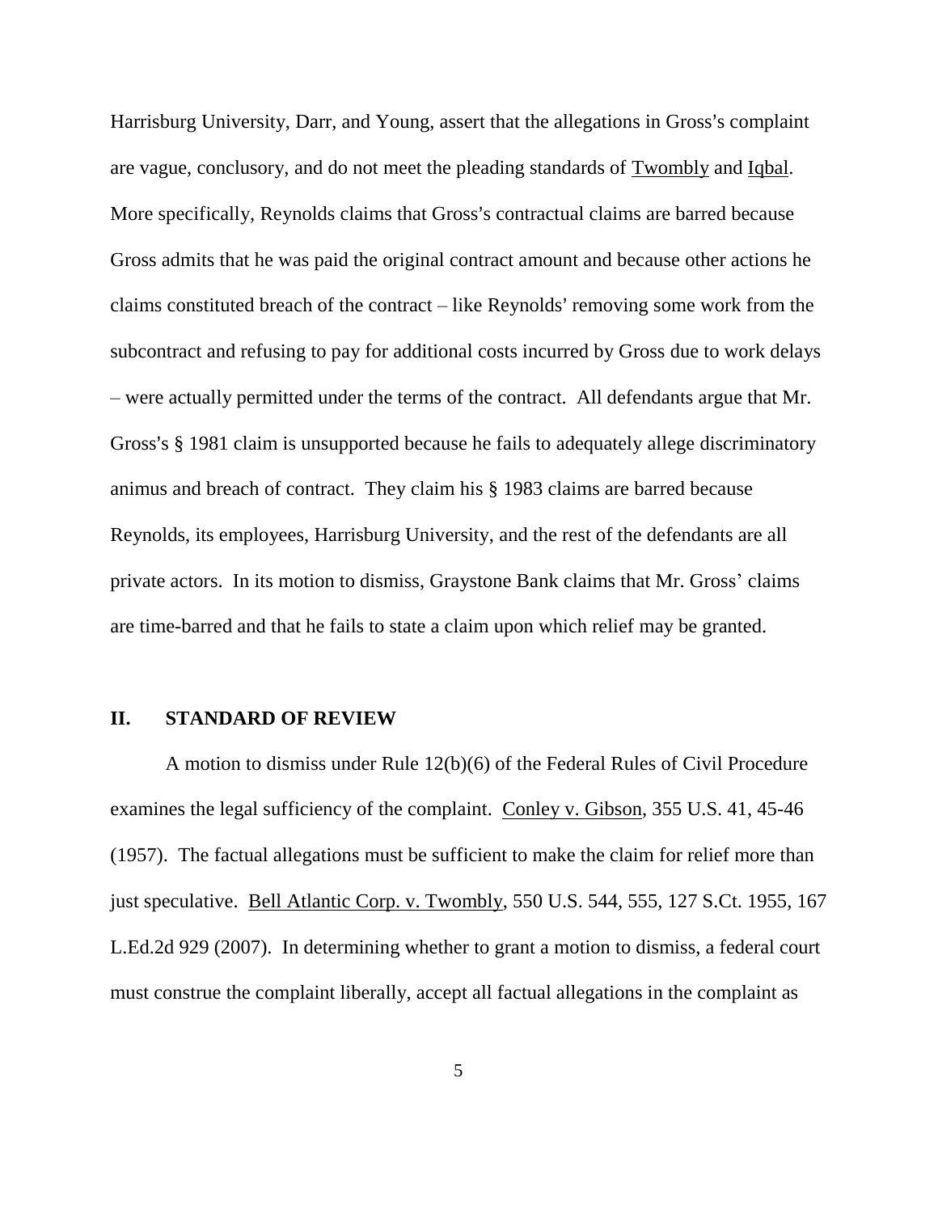Harrisburg University, Darr, and Young, assert that the allegations in Gross's complaint are vague, conclusory, and do not meet the pleading standards of Twombly and Iqbal. More specifically, Reynolds claims that Gross's contractual claims are barred because Gross admits that he was paid the original contract amount and because other actions he claims constituted breach of the contract – like Reynolds' removing some work from the subcontract and refusing to pay for additional costs incurred by Gross due to work delays – were actually permitted under the terms of the contract. All defendants argue that Mr. Gross's § 1981 claim is unsupported because he fails to adequately allege discriminatory animus and breach of contract. They claim his § 1983 claims are barred because Reynolds, its employees, Harrisburg University, and the rest of the defendants are all private actors. In its motion to dismiss, Graystone Bank claims that Mr. Gross' claims are time-barred and that he fails to state a claim upon which relief may be granted.

## II. STANDARD OF REVIEW

A motion to dismiss under Rule 12(b)(6) of the Federal Rules of Civil Procedure examines the legal sufficiency of the complaint. Conley v. Gibson, 355 U.S. 41, 45-46 (1957). The factual allegations must be sufficient to make the claim for relief more than just speculative. Bell Atlantic Corp. v. Twombly, 550 U.S. 544, 555, 127 S.Ct. 1955, 167 L.Ed.2d 929 (2007). In determining whether to grant a motion to dismiss, a federal court must construe the complaint liberally, accept all factual allegations in the complaint as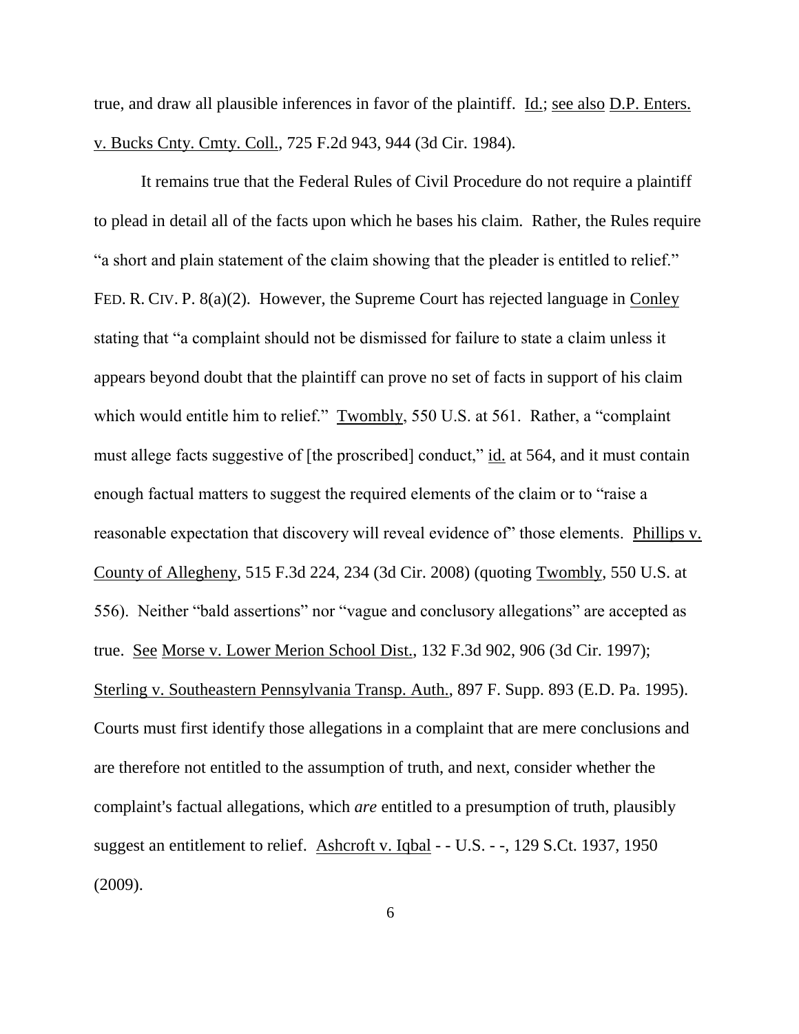true, and draw all plausible inferences in favor of the plaintiff. Id.; see also D.P. Enters. v. Bucks Cnty. Cmty. Coll., 725 F.2d 943, 944 (3d Cir. 1984).

It remains true that the Federal Rules of Civil Procedure do not require a plaintiff to plead in detail all of the facts upon which he bases his claim. Rather, the Rules require "a short and plain statement of the claim showing that the pleader is entitled to relief." FED. R. CIV. P. 8(a)(2). However, the Supreme Court has rejected language in Conley stating that "a complaint should not be dismissed for failure to state a claim unless it appears beyond doubt that the plaintiff can prove no set of facts in support of his claim which would entitle him to relief." Twombly, 550 U.S. at 561. Rather, a "complaint must allege facts suggestive of [the proscribed] conduct," id. at 564, and it must contain enough factual matters to suggest the required elements of the claim or to "raise a reasonable expectation that discovery will reveal evidence of" those elements. Phillips v. County of Allegheny, 515 F.3d 224, 234 (3d Cir. 2008) (quoting Twombly, 550 U.S. at 556). Neither "bald assertions" nor "vague and conclusory allegations" are accepted as true. See Morse v. Lower Merion School Dist., 132 F.3d 902, 906 (3d Cir. 1997); Sterling v. Southeastern Pennsylvania Transp. Auth., 897 F. Supp. 893 (E.D. Pa. 1995). Courts must first identify those allegations in a complaint that are mere conclusions and are therefore not entitled to the assumption of truth, and next, consider whether the complaint's factual allegations, which *are* entitled to a presumption of truth, plausibly suggest an entitlement to relief. Ashcroft v. Iqbal - - U.S. - -, 129 S.Ct. 1937, 1950 (2009).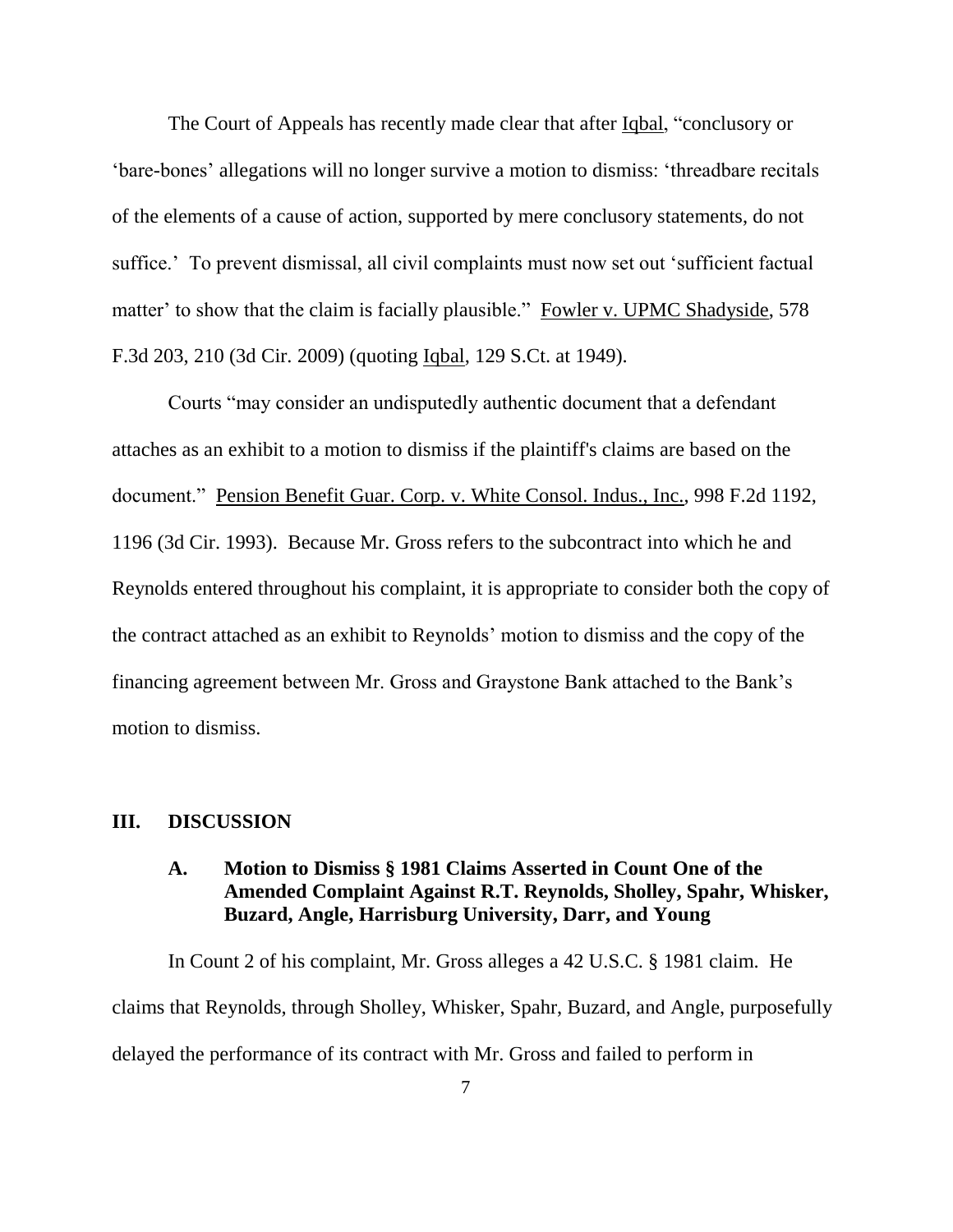The Court of Appeals has recently made clear that after Iqbal, "conclusory or 'bare-bones' allegations will no longer survive a motion to dismiss: 'threadbare recitals of the elements of a cause of action, supported by mere conclusory statements, do not suffice.' To prevent dismissal, all civil complaints must now set out 'sufficient factual matter' to show that the claim is facially plausible." Fowler v. UPMC Shadyside, 578 F.3d 203, 210 (3d Cir. 2009) (quoting Iqbal, 129 S.Ct. at 1949).

Courts "may consider an undisputedly authentic document that a defendant attaches as an exhibit to a motion to dismiss if the plaintiff's claims are based on the document." Pension Benefit Guar. Corp. v. White Consol. Indus., Inc., 998 F.2d 1192, 1196 (3d Cir. 1993). Because Mr. Gross refers to the subcontract into which he and Reynolds entered throughout his complaint, it is appropriate to consider both the copy of the contract attached as an exhibit to Reynolds' motion to dismiss and the copy of the financing agreement between Mr. Gross and Graystone Bank attached to the Bank's motion to dismiss.

## III. DISCUSSION

### A. Motion to Dismiss § 1981 Claims Asserted in Count One of the Amended Complaint Against R.T. Reynolds, Sholley, Spahr, Whisker, Buzard, Angle, Harrisburg University, Darr, and Young

In Count 2 of his complaint, Mr. Gross alleges a 42 U.S.C. § 1981 claim. He claims that Reynolds, through Sholley, Whisker, Spahr, Buzard, and Angle, purposefully delayed the performance of its contract with Mr. Gross and failed to perform in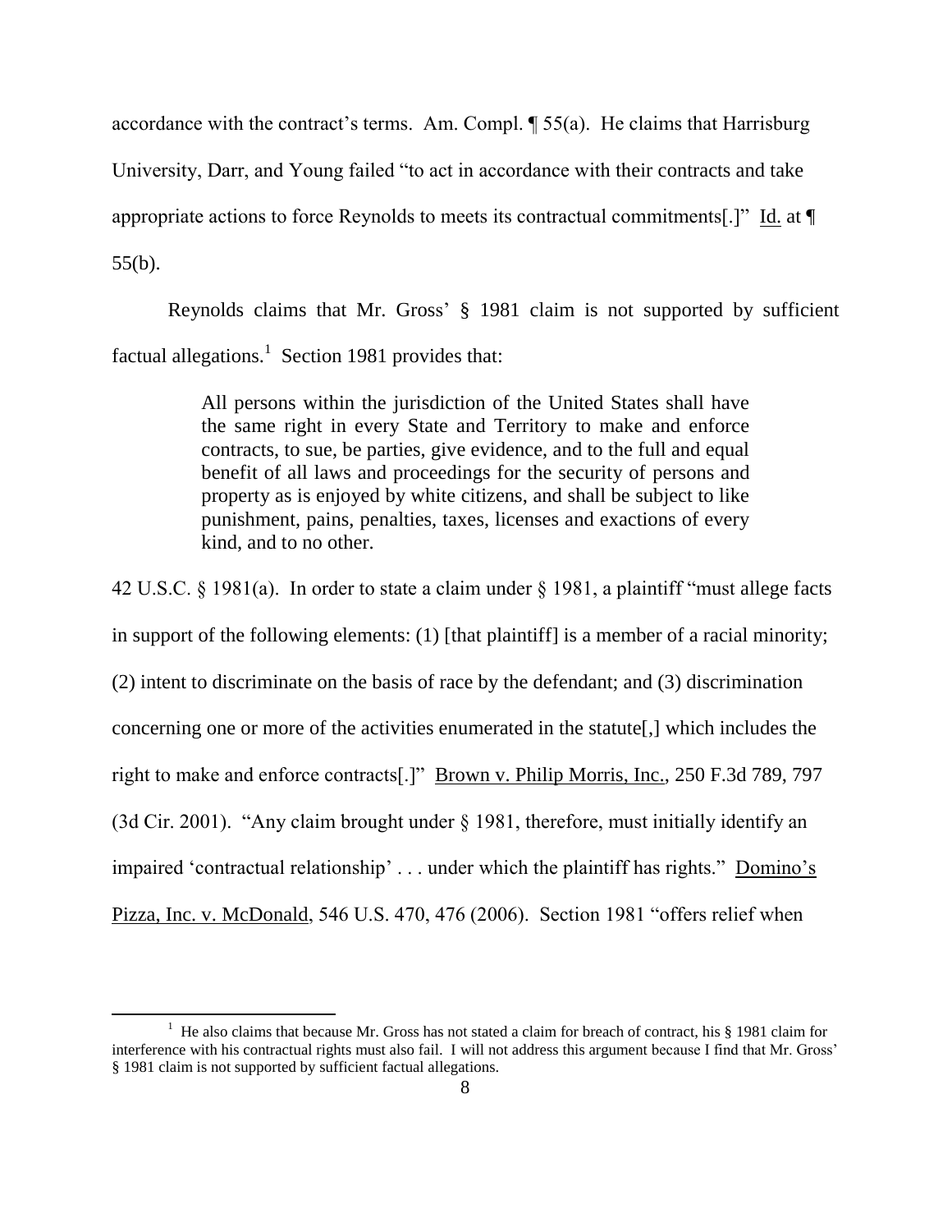accordance with the contract's terms. Am. Compl. ¶ 55(a). He claims that Harrisburg University, Darr, and Young failed "to act in accordance with their contracts and take appropriate actions to force Reynolds to meets its contractual commitments[.]" Id. at ¶ 55(b).

Reynolds claims that Mr. Gross' § 1981 claim is not supported by sufficient factual allegations.[1] Section 1981 provides that:

> All persons within the jurisdiction of the United States shall have the same right in every State and Territory to make and enforce contracts, to sue, be parties, give evidence, and to the full and equal benefit of all laws and proceedings for the security of persons and property as is enjoyed by white citizens, and shall be subject to like punishment, pains, penalties, taxes, licenses and exactions of every kind, and to no other.

42 U.S.C. § 1981(a). In order to state a claim under § 1981, a plaintiff "must allege facts in support of the following elements: (1) [that plaintiff] is a member of a racial minority; (2) intent to discriminate on the basis of race by the defendant; and (3) discrimination concerning one or more of the activities enumerated in the statute[,] which includes the right to make and enforce contracts[.]" Brown v. Philip Morris, Inc., 250 F.3d 789, 797 (3d Cir. 2001). "Any claim brought under § 1981, therefore, must initially identify an impaired 'contractual relationship' . . . under which the plaintiff has rights." Domino's Pizza, Inc. v. McDonald, 546 U.S. 470, 476 (2006). Section 1981 "offers relief when

---

[1] He also claims that because Mr. Gross has not stated a claim for breach of contract, his § 1981 claim for interference with his contractual rights must also fail. I will not address this argument because I find that Mr. Gross' § 1981 claim is not supported by sufficient factual allegations.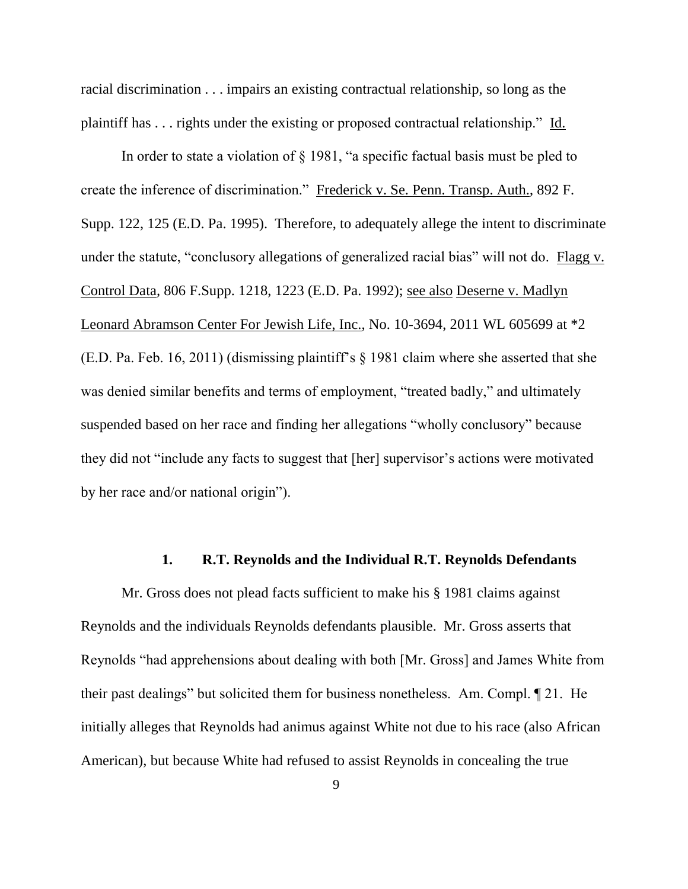racial discrimination . . . impairs an existing contractual relationship, so long as the plaintiff has . . . rights under the existing or proposed contractual relationship." Id.

In order to state a violation of § 1981, "a specific factual basis must be pled to create the inference of discrimination." Frederick v. Se. Penn. Transp. Auth., 892 F. Supp. 122, 125 (E.D. Pa. 1995). Therefore, to adequately allege the intent to discriminate under the statute, "conclusory allegations of generalized racial bias" will not do. Flagg v. Control Data, 806 F.Supp. 1218, 1223 (E.D. Pa. 1992); see also Deserne v. Madlyn Leonard Abramson Center For Jewish Life, Inc., No. 10-3694, 2011 WL 605699 at *2 (E.D. Pa. Feb. 16, 2011) (dismissing plaintiff's § 1981 claim where she asserted that she was denied similar benefits and terms of employment, "treated badly," and ultimately suspended based on her race and finding her allegations "wholly conclusory" because they did not "include any facts to suggest that [her] supervisor's actions were motivated by her race and/or national origin").

### 1. R.T. Reynolds and the Individual R.T. Reynolds Defendants

Mr. Gross does not plead facts sufficient to make his § 1981 claims against Reynolds and the individuals Reynolds defendants plausible. Mr. Gross asserts that Reynolds "had apprehensions about dealing with both [Mr. Gross] and James White from their past dealings" but solicited them for business nonetheless. Am. Compl. ¶ 21. He initially alleges that Reynolds had animus against White not due to his race (also African American), but because White had refused to assist Reynolds in concealing the true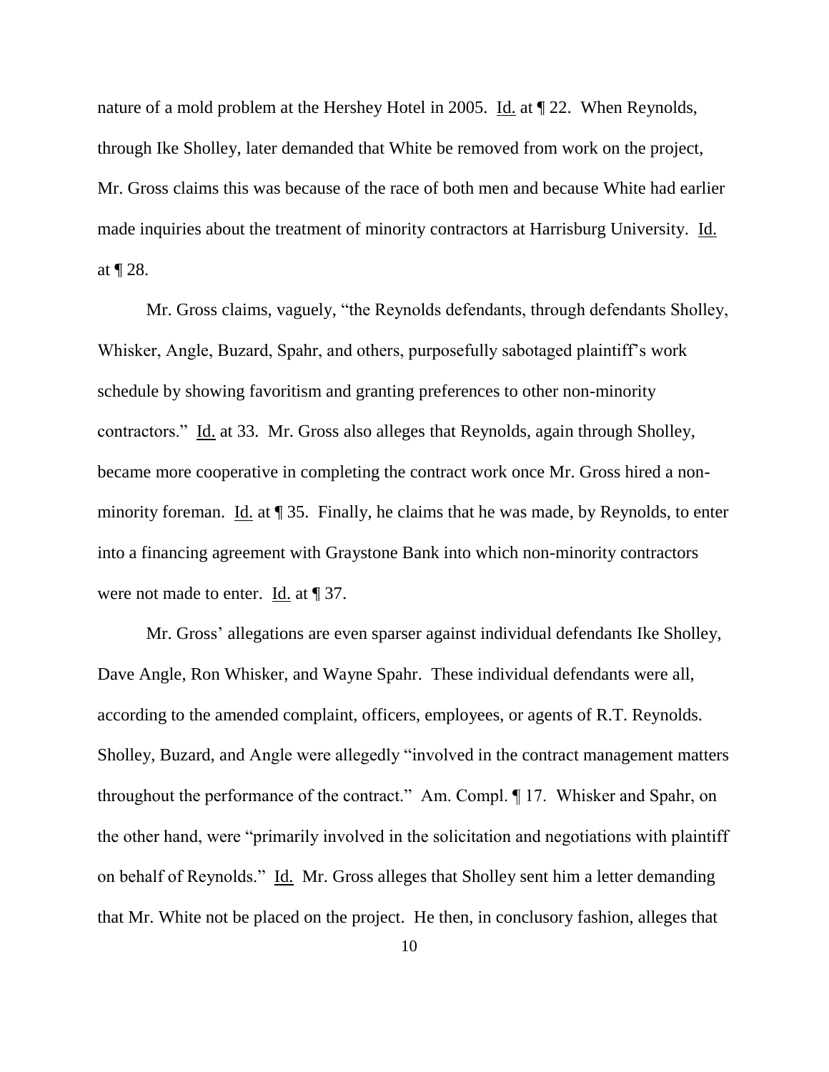nature of a mold problem at the Hershey Hotel in 2005. Id. at ¶ 22. When Reynolds, through Ike Sholley, later demanded that White be removed from work on the project, Mr. Gross claims this was because of the race of both men and because White had earlier made inquiries about the treatment of minority contractors at Harrisburg University. Id. at ¶ 28.

Mr. Gross claims, vaguely, "the Reynolds defendants, through defendants Sholley, Whisker, Angle, Buzard, Spahr, and others, purposefully sabotaged plaintiff's work schedule by showing favoritism and granting preferences to other non-minority contractors." Id. at 33. Mr. Gross also alleges that Reynolds, again through Sholley, became more cooperative in completing the contract work once Mr. Gross hired a non-minority foreman. Id. at ¶ 35. Finally, he claims that he was made, by Reynolds, to enter into a financing agreement with Graystone Bank into which non-minority contractors were not made to enter. Id. at ¶ 37.

Mr. Gross' allegations are even sparser against individual defendants Ike Sholley, Dave Angle, Ron Whisker, and Wayne Spahr. These individual defendants were all, according to the amended complaint, officers, employees, or agents of R.T. Reynolds. Sholley, Buzard, and Angle were allegedly "involved in the contract management matters throughout the performance of the contract." Am. Compl. ¶ 17. Whisker and Spahr, on the other hand, were "primarily involved in the solicitation and negotiations with plaintiff on behalf of Reynolds." Id. Mr. Gross alleges that Sholley sent him a letter demanding that Mr. White not be placed on the project. He then, in conclusory fashion, alleges that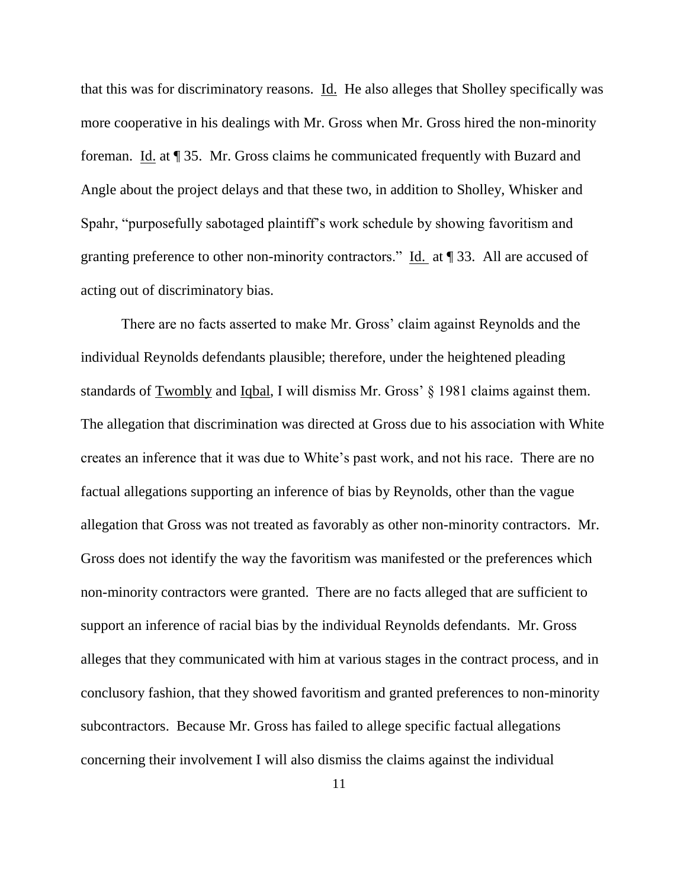that this was for discriminatory reasons. Id. He also alleges that Sholley specifically was more cooperative in his dealings with Mr. Gross when Mr. Gross hired the non-minority foreman. Id. at ¶ 35. Mr. Gross claims he communicated frequently with Buzard and Angle about the project delays and that these two, in addition to Sholley, Whisker and Spahr, "purposefully sabotaged plaintiff's work schedule by showing favoritism and granting preference to other non-minority contractors." Id. at ¶ 33. All are accused of acting out of discriminatory bias.

There are no facts asserted to make Mr. Gross' claim against Reynolds and the individual Reynolds defendants plausible; therefore, under the heightened pleading standards of Twombly and Iqbal, I will dismiss Mr. Gross' § 1981 claims against them. The allegation that discrimination was directed at Gross due to his association with White creates an inference that it was due to White's past work, and not his race. There are no factual allegations supporting an inference of bias by Reynolds, other than the vague allegation that Gross was not treated as favorably as other non-minority contractors. Mr. Gross does not identify the way the favoritism was manifested or the preferences which non-minority contractors were granted. There are no facts alleged that are sufficient to support an inference of racial bias by the individual Reynolds defendants. Mr. Gross alleges that they communicated with him at various stages in the contract process, and in conclusory fashion, that they showed favoritism and granted preferences to non-minority subcontractors. Because Mr. Gross has failed to allege specific factual allegations concerning their involvement I will also dismiss the claims against the individual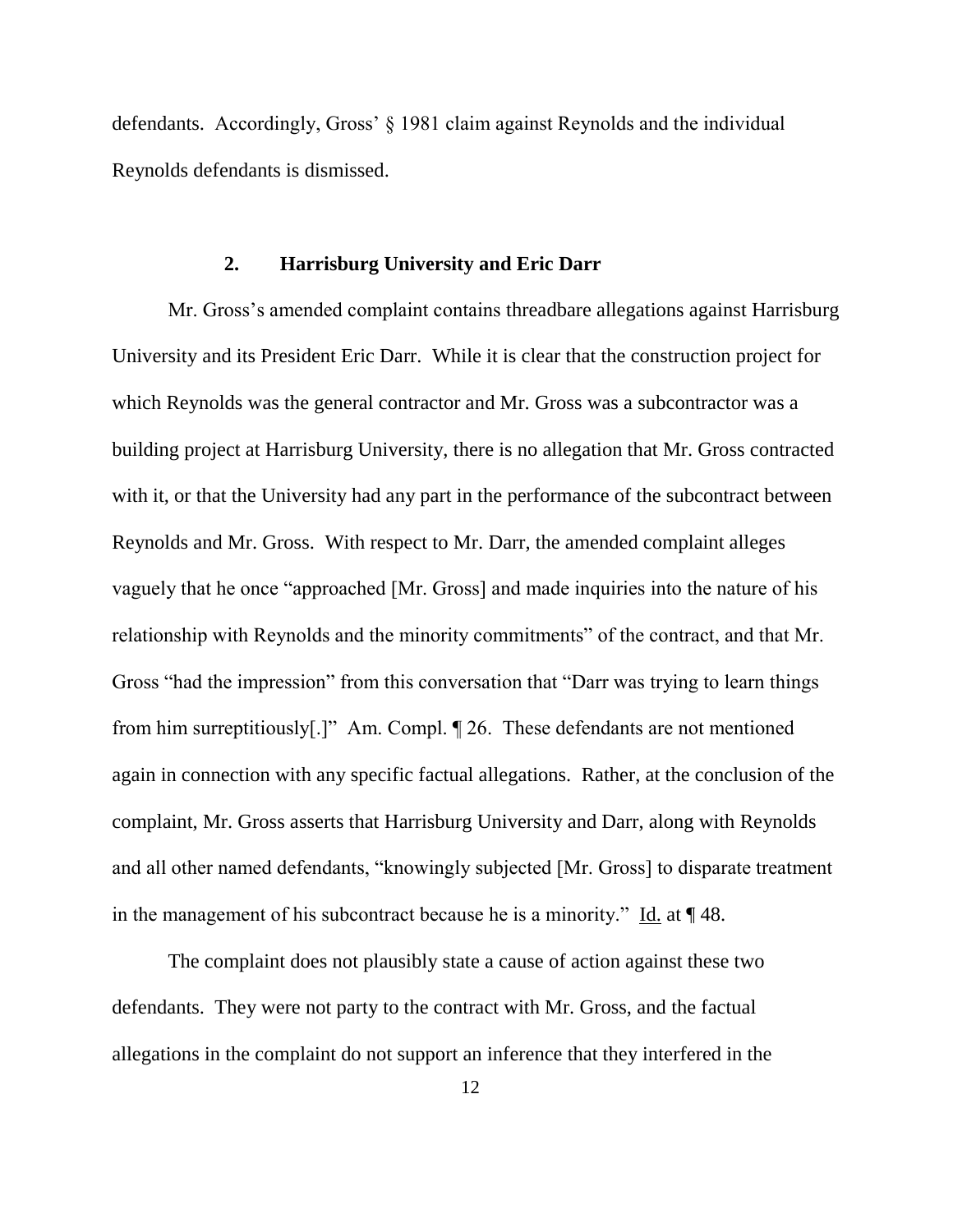defendants. Accordingly, Gross' § 1981 claim against Reynolds and the individual Reynolds defendants is dismissed.

### 2. Harrisburg University and Eric Darr

Mr. Gross's amended complaint contains threadbare allegations against Harrisburg University and its President Eric Darr. While it is clear that the construction project for which Reynolds was the general contractor and Mr. Gross was a subcontractor was a building project at Harrisburg University, there is no allegation that Mr. Gross contracted with it, or that the University had any part in the performance of the subcontract between Reynolds and Mr. Gross. With respect to Mr. Darr, the amended complaint alleges vaguely that he once "approached [Mr. Gross] and made inquiries into the nature of his relationship with Reynolds and the minority commitments" of the contract, and that Mr. Gross "had the impression" from this conversation that "Darr was trying to learn things from him surreptitiously[.]" Am. Compl. ¶ 26. These defendants are not mentioned again in connection with any specific factual allegations. Rather, at the conclusion of the complaint, Mr. Gross asserts that Harrisburg University and Darr, along with Reynolds and all other named defendants, "knowingly subjected [Mr. Gross] to disparate treatment in the management of his subcontract because he is a minority." Id. at ¶ 48.

The complaint does not plausibly state a cause of action against these two defendants. They were not party to the contract with Mr. Gross, and the factual allegations in the complaint do not support an inference that they interfered in the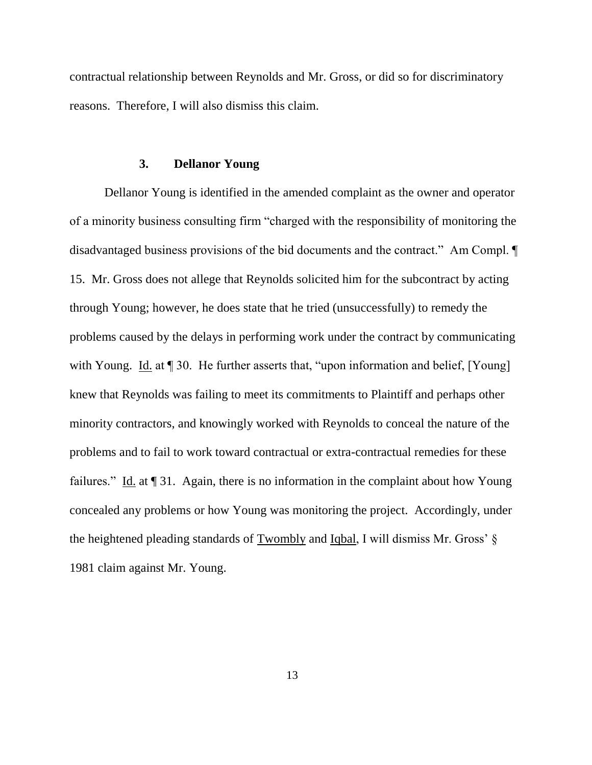contractual relationship between Reynolds and Mr. Gross, or did so for discriminatory reasons. Therefore, I will also dismiss this claim.

### 3. Dellanor Young

Dellanor Young is identified in the amended complaint as the owner and operator of a minority business consulting firm "charged with the responsibility of monitoring the disadvantaged business provisions of the bid documents and the contract." Am Compl. ¶ 15. Mr. Gross does not allege that Reynolds solicited him for the subcontract by acting through Young; however, he does state that he tried (unsuccessfully) to remedy the problems caused by the delays in performing work under the contract by communicating with Young. Id. at ¶ 30. He further asserts that, "upon information and belief, [Young] knew that Reynolds was failing to meet its commitments to Plaintiff and perhaps other minority contractors, and knowingly worked with Reynolds to conceal the nature of the problems and to fail to work toward contractual or extra-contractual remedies for these failures." Id. at ¶ 31. Again, there is no information in the complaint about how Young concealed any problems or how Young was monitoring the project. Accordingly, under the heightened pleading standards of Twombly and Iqbal, I will dismiss Mr. Gross' § 1981 claim against Mr. Young.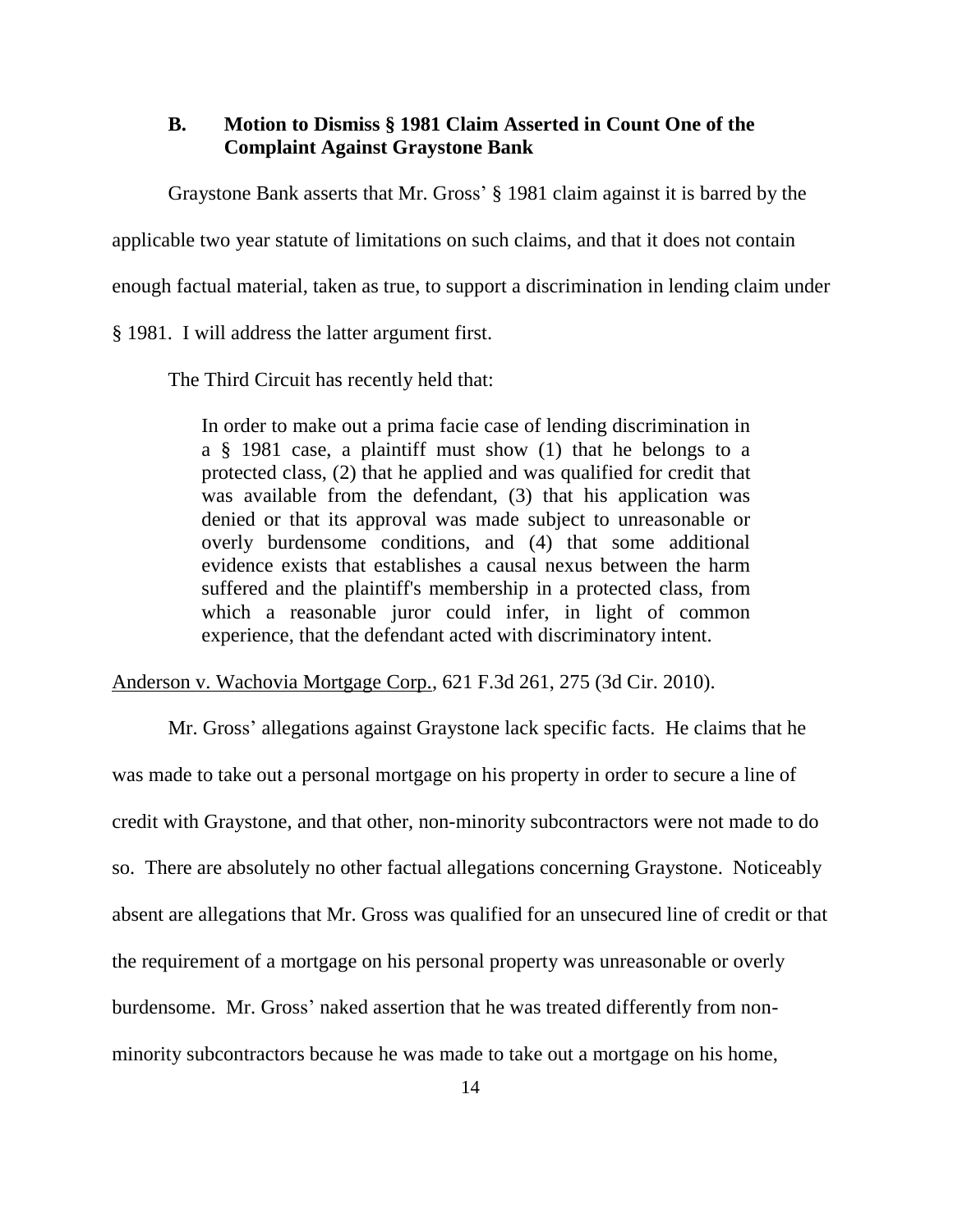### B. Motion to Dismiss § 1981 Claim Asserted in Count One of the Complaint Against Graystone Bank

Graystone Bank asserts that Mr. Gross' § 1981 claim against it is barred by the applicable two year statute of limitations on such claims, and that it does not contain enough factual material, taken as true, to support a discrimination in lending claim under § 1981. I will address the latter argument first.

The Third Circuit has recently held that:

> In order to make out a prima facie case of lending discrimination in a § 1981 case, a plaintiff must show (1) that he belongs to a protected class, (2) that he applied and was qualified for credit that was available from the defendant, (3) that his application was denied or that its approval was made subject to unreasonable or overly burdensome conditions, and (4) that some additional evidence exists that establishes a causal nexus between the harm suffered and the plaintiff's membership in a protected class, from which a reasonable juror could infer, in light of common experience, that the defendant acted with discriminatory intent.

Anderson v. Wachovia Mortgage Corp., 621 F.3d 261, 275 (3d Cir. 2010).

Mr. Gross' allegations against Graystone lack specific facts. He claims that he was made to take out a personal mortgage on his property in order to secure a line of credit with Graystone, and that other, non-minority subcontractors were not made to do so. There are absolutely no other factual allegations concerning Graystone. Noticeably absent are allegations that Mr. Gross was qualified for an unsecured line of credit or that the requirement of a mortgage on his personal property was unreasonable or overly burdensome. Mr. Gross' naked assertion that he was treated differently from non-minority subcontractors because he was made to take out a mortgage on his home,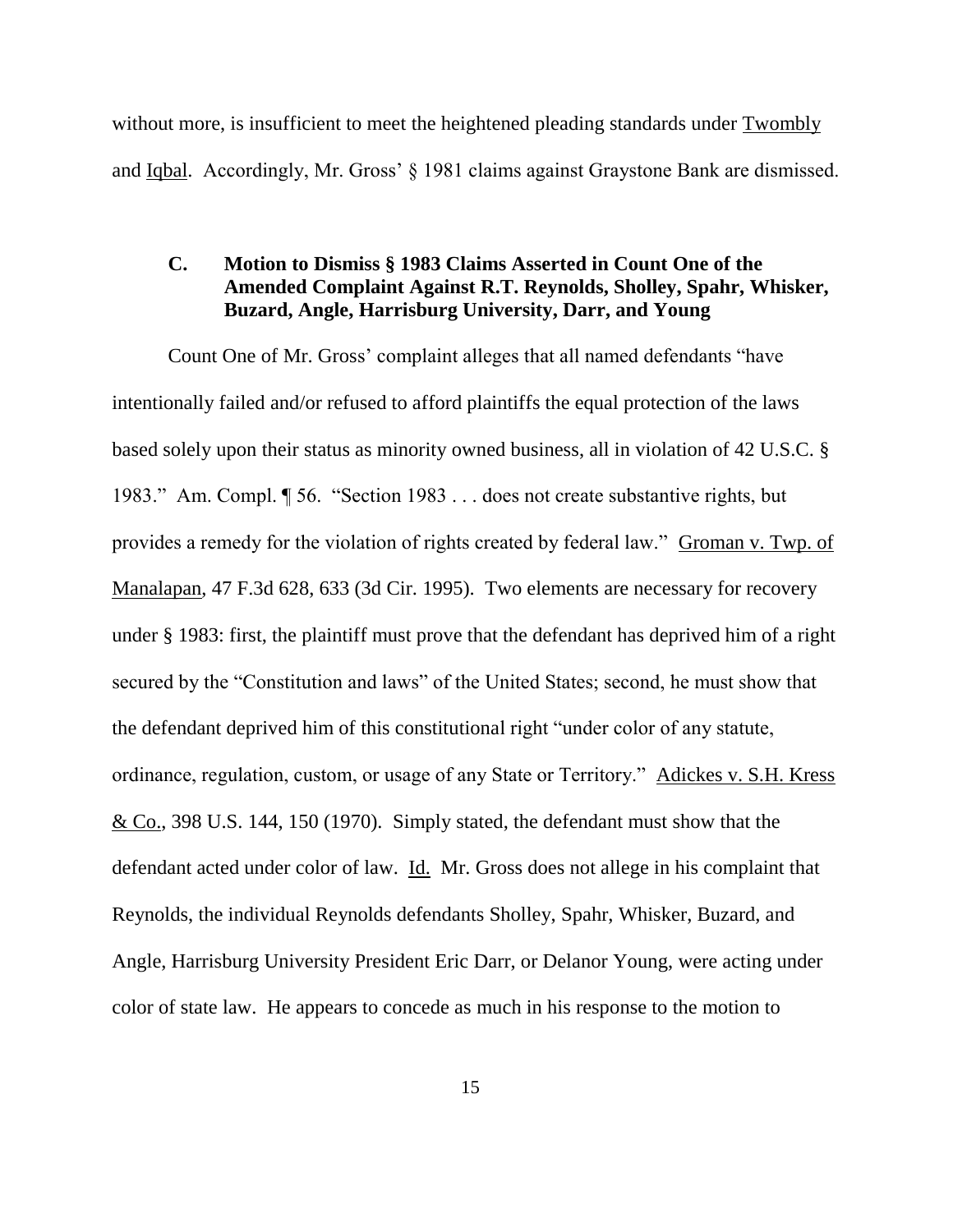without more, is insufficient to meet the heightened pleading standards under Twombly and Iqbal. Accordingly, Mr. Gross' § 1981 claims against Graystone Bank are dismissed.

### C. Motion to Dismiss § 1983 Claims Asserted in Count One of the Amended Complaint Against R.T. Reynolds, Sholley, Spahr, Whisker, Buzard, Angle, Harrisburg University, Darr, and Young

Count One of Mr. Gross' complaint alleges that all named defendants "have intentionally failed and/or refused to afford plaintiffs the equal protection of the laws based solely upon their status as minority owned business, all in violation of 42 U.S.C. § 1983." Am. Compl. ¶ 56. "Section 1983 . . . does not create substantive rights, but provides a remedy for the violation of rights created by federal law." Groman v. Twp. of Manalapan, 47 F.3d 628, 633 (3d Cir. 1995). Two elements are necessary for recovery under § 1983: first, the plaintiff must prove that the defendant has deprived him of a right secured by the "Constitution and laws" of the United States; second, he must show that the defendant deprived him of this constitutional right "under color of any statute, ordinance, regulation, custom, or usage of any State or Territory." Adickes v. S.H. Kress & Co., 398 U.S. 144, 150 (1970). Simply stated, the defendant must show that the defendant acted under color of law. Id. Mr. Gross does not allege in his complaint that Reynolds, the individual Reynolds defendants Sholley, Spahr, Whisker, Buzard, and Angle, Harrisburg University President Eric Darr, or Delanor Young, were acting under color of state law. He appears to concede as much in his response to the motion to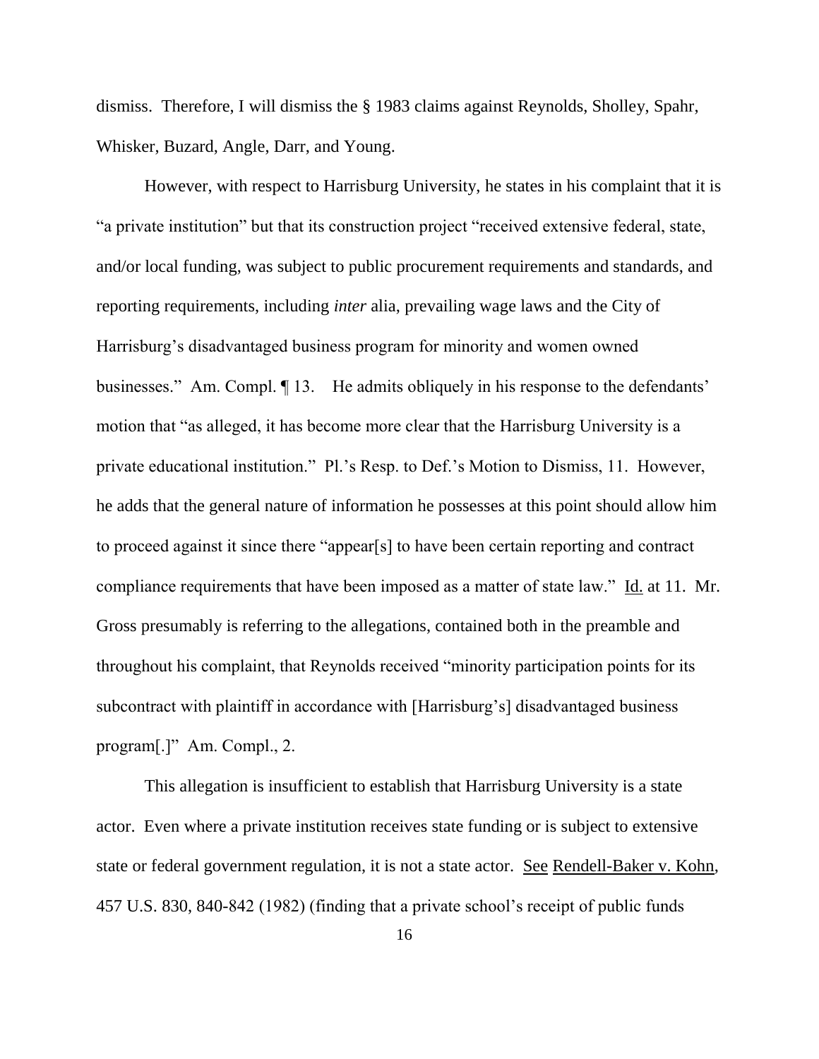dismiss. Therefore, I will dismiss the § 1983 claims against Reynolds, Sholley, Spahr, Whisker, Buzard, Angle, Darr, and Young.

However, with respect to Harrisburg University, he states in his complaint that it is "a private institution" but that its construction project "received extensive federal, state, and/or local funding, was subject to public procurement requirements and standards, and reporting requirements, including *inter* alia, prevailing wage laws and the City of Harrisburg's disadvantaged business program for minority and women owned businesses." Am. Compl. ¶ 13. He admits obliquely in his response to the defendants' motion that "as alleged, it has become more clear that the Harrisburg University is a private educational institution." Pl.'s Resp. to Def.'s Motion to Dismiss, 11. However, he adds that the general nature of information he possesses at this point should allow him to proceed against it since there "appear[s] to have been certain reporting and contract compliance requirements that have been imposed as a matter of state law." Id. at 11. Mr. Gross presumably is referring to the allegations, contained both in the preamble and throughout his complaint, that Reynolds received "minority participation points for its subcontract with plaintiff in accordance with [Harrisburg's] disadvantaged business program[.]" Am. Compl., 2.

This allegation is insufficient to establish that Harrisburg University is a state actor. Even where a private institution receives state funding or is subject to extensive state or federal government regulation, it is not a state actor. See Rendell-Baker v. Kohn, 457 U.S. 830, 840-842 (1982) (finding that a private school's receipt of public funds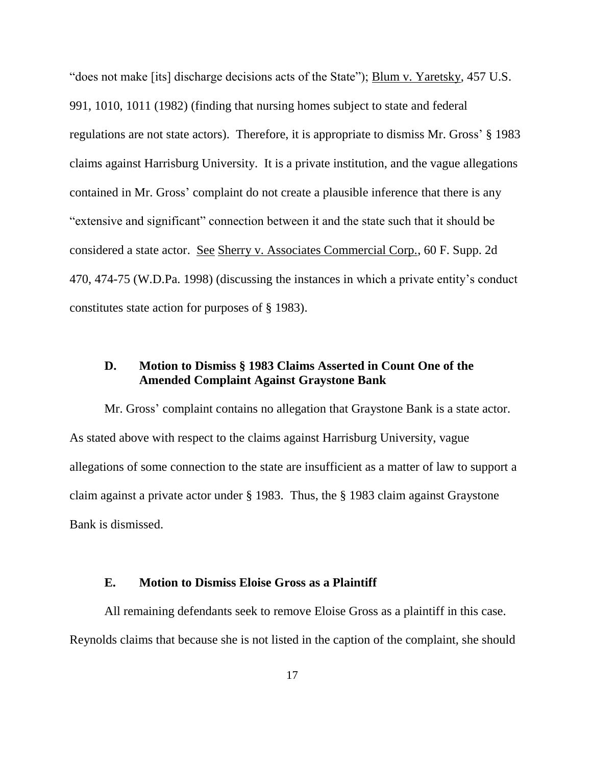"does not make [its] discharge decisions acts of the State"); Blum v. Yaretsky, 457 U.S. 991, 1010, 1011 (1982) (finding that nursing homes subject to state and federal regulations are not state actors). Therefore, it is appropriate to dismiss Mr. Gross' § 1983 claims against Harrisburg University. It is a private institution, and the vague allegations contained in Mr. Gross' complaint do not create a plausible inference that there is any "extensive and significant" connection between it and the state such that it should be considered a state actor. See Sherry v. Associates Commercial Corp., 60 F. Supp. 2d 470, 474-75 (W.D.Pa. 1998) (discussing the instances in which a private entity's conduct constitutes state action for purposes of § 1983).

### D. Motion to Dismiss § 1983 Claims Asserted in Count One of the Amended Complaint Against Graystone Bank

Mr. Gross' complaint contains no allegation that Graystone Bank is a state actor. As stated above with respect to the claims against Harrisburg University, vague allegations of some connection to the state are insufficient as a matter of law to support a claim against a private actor under § 1983. Thus, the § 1983 claim against Graystone Bank is dismissed.

### E. Motion to Dismiss Eloise Gross as a Plaintiff

All remaining defendants seek to remove Eloise Gross as a plaintiff in this case. Reynolds claims that because she is not listed in the caption of the complaint, she should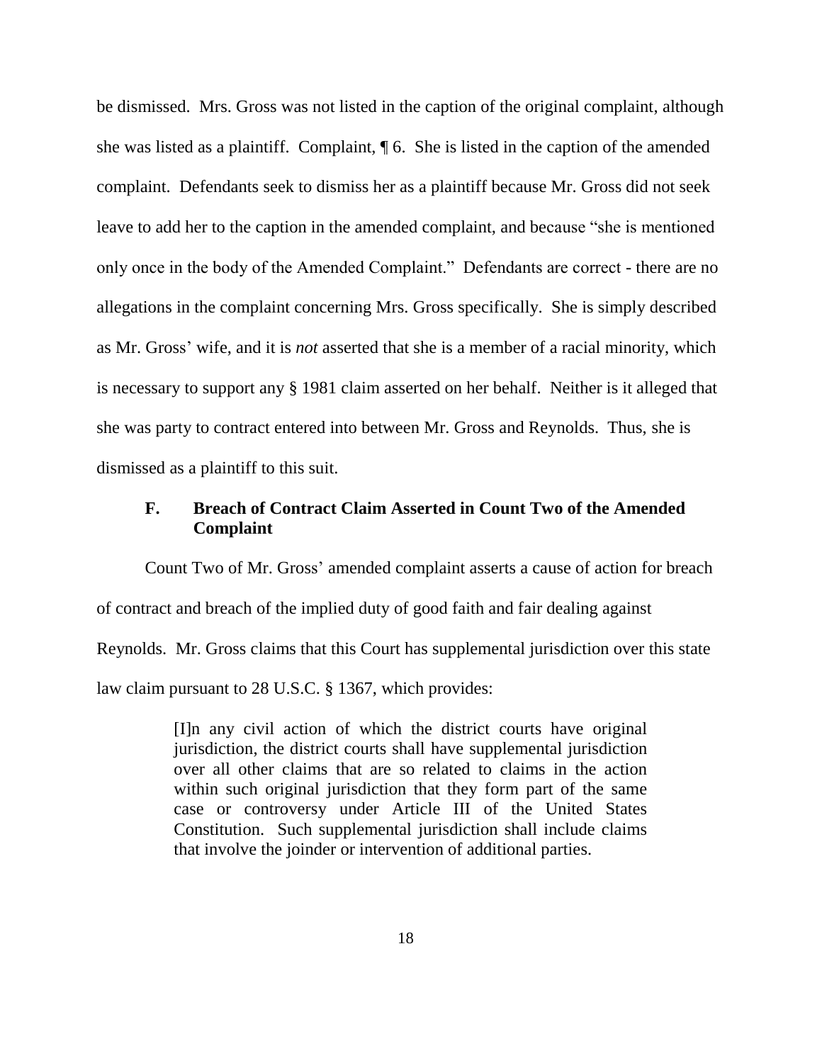be dismissed. Mrs. Gross was not listed in the caption of the original complaint, although she was listed as a plaintiff. Complaint, ¶ 6. She is listed in the caption of the amended complaint. Defendants seek to dismiss her as a plaintiff because Mr. Gross did not seek leave to add her to the caption in the amended complaint, and because "she is mentioned only once in the body of the Amended Complaint." Defendants are correct - there are no allegations in the complaint concerning Mrs. Gross specifically. She is simply described as Mr. Gross' wife, and it is *not* asserted that she is a member of a racial minority, which is necessary to support any § 1981 claim asserted on her behalf. Neither is it alleged that she was party to contract entered into between Mr. Gross and Reynolds. Thus, she is dismissed as a plaintiff to this suit.

### F. Breach of Contract Claim Asserted in Count Two of the Amended Complaint

Count Two of Mr. Gross' amended complaint asserts a cause of action for breach of contract and breach of the implied duty of good faith and fair dealing against Reynolds. Mr. Gross claims that this Court has supplemental jurisdiction over this state law claim pursuant to 28 U.S.C. § 1367, which provides:

> [I]n any civil action of which the district courts have original jurisdiction, the district courts shall have supplemental jurisdiction over all other claims that are so related to claims in the action within such original jurisdiction that they form part of the same case or controversy under Article III of the United States Constitution. Such supplemental jurisdiction shall include claims that involve the joinder or intervention of additional parties.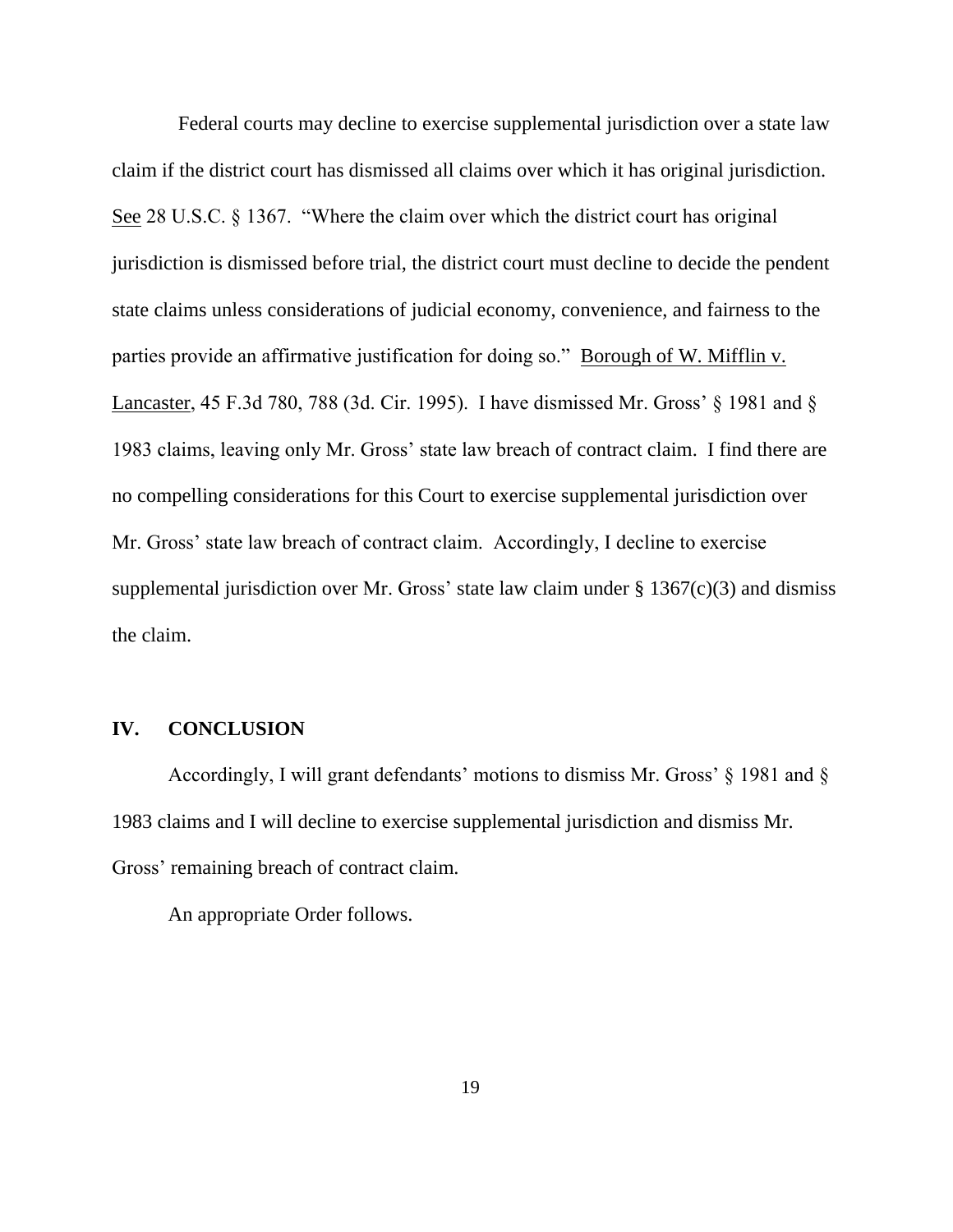Federal courts may decline to exercise supplemental jurisdiction over a state law claim if the district court has dismissed all claims over which it has original jurisdiction. See 28 U.S.C. § 1367. "Where the claim over which the district court has original jurisdiction is dismissed before trial, the district court must decline to decide the pendent state claims unless considerations of judicial economy, convenience, and fairness to the parties provide an affirmative justification for doing so." Borough of W. Mifflin v. Lancaster, 45 F.3d 780, 788 (3d. Cir. 1995). I have dismissed Mr. Gross' § 1981 and § 1983 claims, leaving only Mr. Gross' state law breach of contract claim. I find there are no compelling considerations for this Court to exercise supplemental jurisdiction over Mr. Gross' state law breach of contract claim. Accordingly, I decline to exercise supplemental jurisdiction over Mr. Gross' state law claim under § 1367(c)(3) and dismiss the claim.

## IV. CONCLUSION

Accordingly, I will grant defendants' motions to dismiss Mr. Gross' § 1981 and § 1983 claims and I will decline to exercise supplemental jurisdiction and dismiss Mr. Gross' remaining breach of contract claim.

An appropriate Order follows.